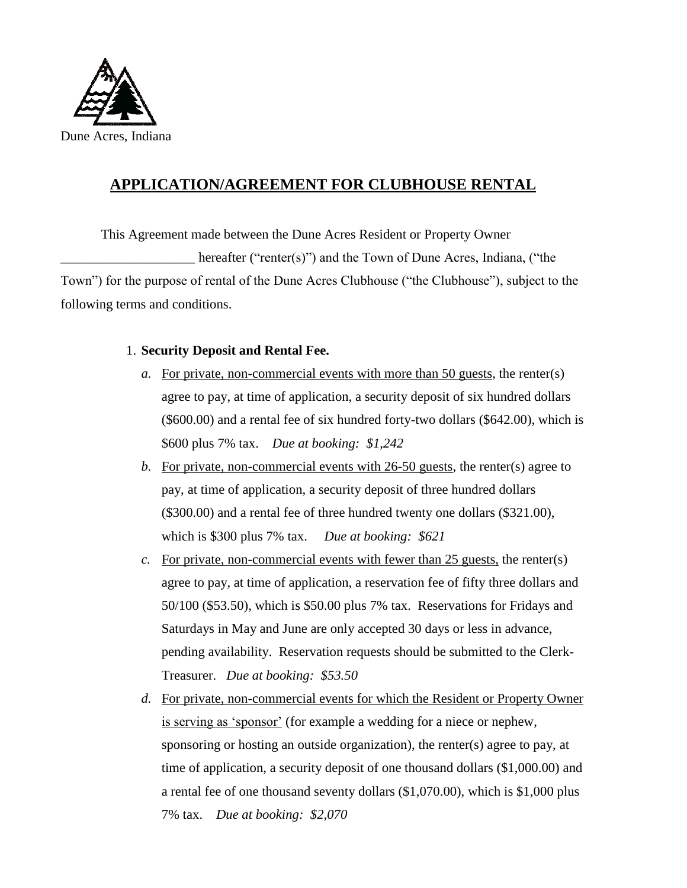Dune Acres, Indiana

# APPLICATION/AGREEMENT FOR CLUBHOUSE RENTAL

This Agreement made between the Dune Acres Resident or Property Owner ____________________ hereafter ("renter(s)") and the Town of Dune Acres, Indiana, ("the Town") for the purpose of rental of the Dune Acres Clubhouse ("the Clubhouse"), subject to the following terms and conditions.

1. **Security Deposit and Rental Fee.**
   - *a.* For private, non-commercial events with more than 50 guests, the renter(s) agree to pay, at time of application, a security deposit of six hundred dollars ($600.00) and a rental fee of six hundred forty-two dollars ($642.00), which is $600 plus 7% tax. *Due at booking: $1,242*
   - *b.* For private, non-commercial events with 26-50 guests, the renter(s) agree to pay, at time of application, a security deposit of three hundred dollars ($300.00) and a rental fee of three hundred twenty one dollars ($321.00), which is $300 plus 7% tax. *Due at booking: $621*
   - *c.* For private, non-commercial events with fewer than 25 guests, the renter(s) agree to pay, at time of application, a reservation fee of fifty three dollars and 50/100 ($53.50), which is $50.00 plus 7% tax. Reservations for Fridays and Saturdays in May and June are only accepted 30 days or less in advance, pending availability. Reservation requests should be submitted to the Clerk-Treasurer. *Due at booking: $53.50*
   - *d.* For private, non-commercial events for which the Resident or Property Owner is serving as 'sponsor' (for example a wedding for a niece or nephew, sponsoring or hosting an outside organization), the renter(s) agree to pay, at time of application, a security deposit of one thousand dollars ($1,000.00) and a rental fee of one thousand seventy dollars ($1,070.00), which is $1,000 plus 7% tax. *Due at booking: $2,070*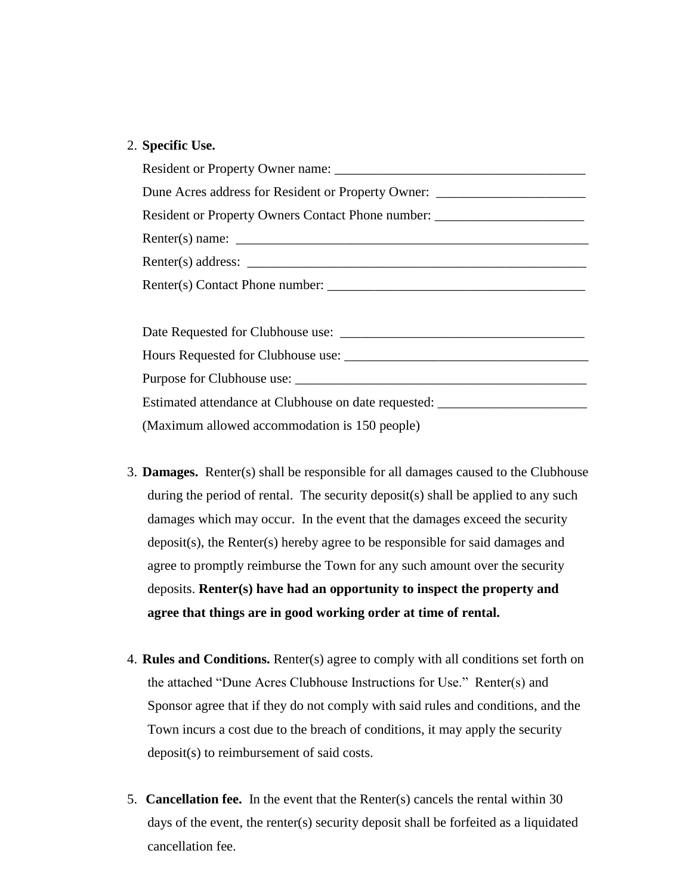2. **Specific Use.**

   Resident or Property Owner name: ____________________________________

   Dune Acres address for Resident or Property Owner: ______________________

   Resident or Property Owners Contact Phone number: ______________________

   Renter(s) name: ________________________________________________

   Renter(s) address: ______________________________________________

   Renter(s) Contact Phone number: ____________________________________

   Date Requested for Clubhouse use: __________________________________

   Hours Requested for Clubhouse use: _________________________________

   Purpose for Clubhouse use: ________________________________________

   Estimated attendance at Clubhouse on date requested: ______________________

   (Maximum allowed accommodation is 150 people)

3. **Damages.** Renter(s) shall be responsible for all damages caused to the Clubhouse during the period of rental. The security deposit(s) shall be applied to any such damages which may occur. In the event that the damages exceed the security deposit(s), the Renter(s) hereby agree to be responsible for said damages and agree to promptly reimburse the Town for any such amount over the security deposits. **Renter(s) have had an opportunity to inspect the property and agree that things are in good working order at time of rental.**

4. **Rules and Conditions.** Renter(s) agree to comply with all conditions set forth on the attached "Dune Acres Clubhouse Instructions for Use." Renter(s) and Sponsor agree that if they do not comply with said rules and conditions, and the Town incurs a cost due to the breach of conditions, it may apply the security deposit(s) to reimbursement of said costs.

5. **Cancellation fee.** In the event that the Renter(s) cancels the rental within 30 days of the event, the renter(s) security deposit shall be forfeited as a liquidated cancellation fee.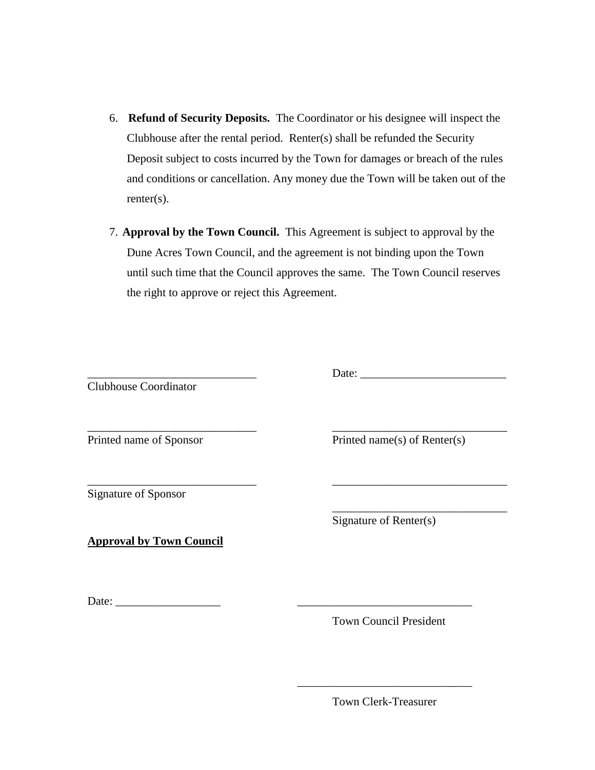6. **Refund of Security Deposits.** The Coordinator or his designee will inspect the Clubhouse after the rental period. Renter(s) shall be refunded the Security Deposit subject to costs incurred by the Town for damages or breach of the rules and conditions or cancellation. Any money due the Town will be taken out of the renter(s).

7. **Approval by the Town Council.** This Agreement is subject to approval by the Dune Acres Town Council, and the agreement is not binding upon the Town until such time that the Council approves the same. The Town Council reserves the right to approve or reject this Agreement.

______________________________ Date: __________________________

Clubhouse Coordinator

______________________________ ______________________________

Printed name of Sponsor Printed name(s) of Renter(s)

______________________________ ______________________________

Signature of Sponsor

______________________________

Signature of Renter(s)

**<u>Approval by Town Council</u>**

Date: ___________________ ______________________________

Town Council President

______________________________

Town Clerk-Treasurer